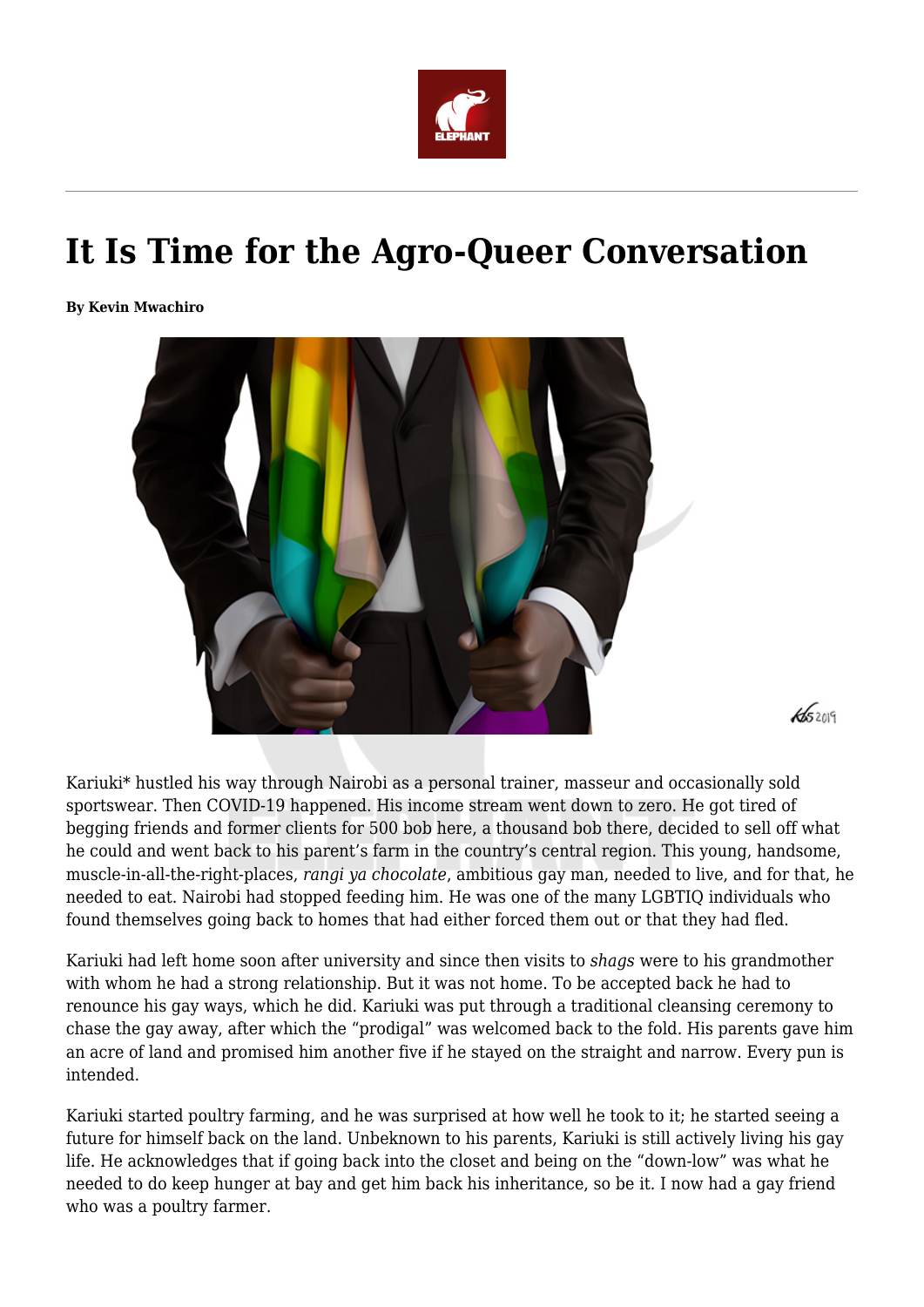# It Is Time for the Agro-Queer Conversation

**By Kevin Mwachiro**

Kariuki* hustled his way through Nairobi as a personal trainer, masseur and occasionally sold sportswear. Then COVID-19 happened. His income stream went down to zero. He got tired of begging friends and former clients for 500 bob here, a thousand bob there, decided to sell off what he could and went back to his parent's farm in the country's central region. This young, handsome, muscle-in-all-the-right-places, *rangi ya chocolate*, ambitious gay man, needed to live, and for that, he needed to eat. Nairobi had stopped feeding him. He was one of the many LGBTIQ individuals who found themselves going back to homes that had either forced them out or that they had fled.

Kariuki had left home soon after university and since then visits to *shags* were to his grandmother with whom he had a strong relationship. But it was not home. To be accepted back he had to renounce his gay ways, which he did. Kariuki was put through a traditional cleansing ceremony to chase the gay away, after which the "prodigal" was welcomed back to the fold. His parents gave him an acre of land and promised him another five if he stayed on the straight and narrow. Every pun is intended.

Kariuki started poultry farming, and he was surprised at how well he took to it; he started seeing a future for himself back on the land. Unbeknown to his parents, Kariuki is still actively living his gay life. He acknowledges that if going back into the closet and being on the "down-low" was what he needed to do keep hunger at bay and get him back his inheritance, so be it. I now had a gay friend who was a poultry farmer.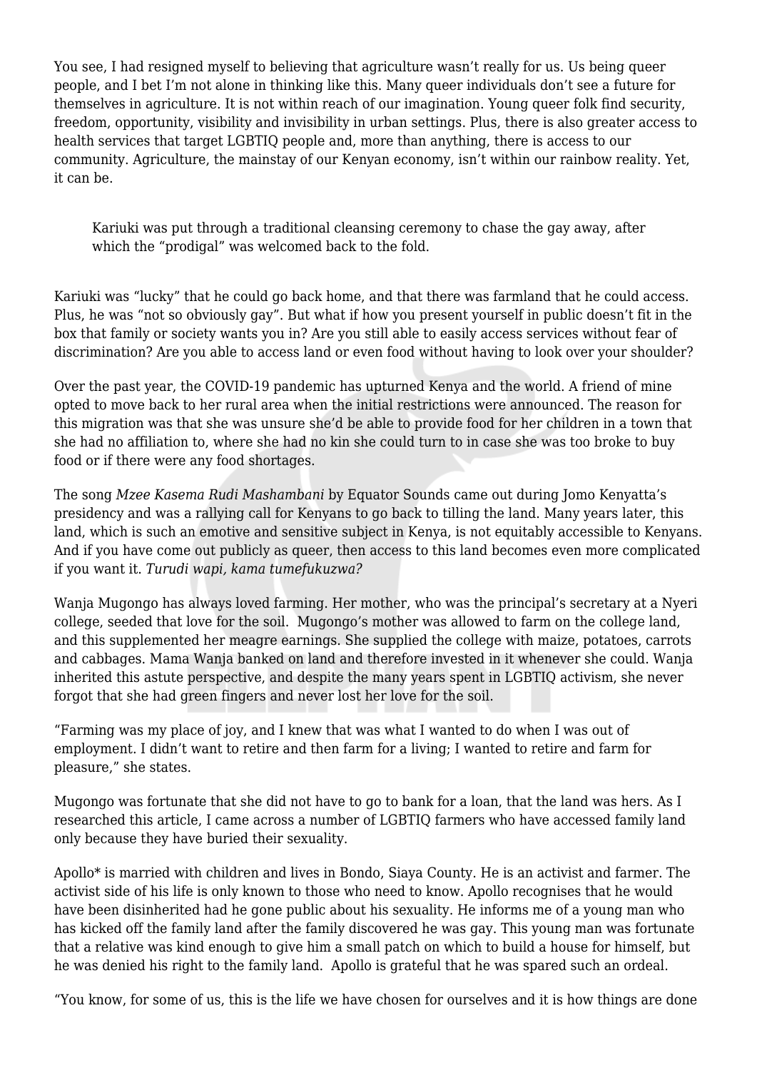You see, I had resigned myself to believing that agriculture wasn't really for us. Us being queer people, and I bet I'm not alone in thinking like this. Many queer individuals don't see a future for themselves in agriculture. It is not within reach of our imagination. Young queer folk find security, freedom, opportunity, visibility and invisibility in urban settings. Plus, there is also greater access to health services that target LGBTIQ people and, more than anything, there is access to our community. Agriculture, the mainstay of our Kenyan economy, isn't within our rainbow reality. Yet, it can be.

> Kariuki was put through a traditional cleansing ceremony to chase the gay away, after which the "prodigal" was welcomed back to the fold.

Kariuki was "lucky" that he could go back home, and that there was farmland that he could access. Plus, he was "not so obviously gay". But what if how you present yourself in public doesn't fit in the box that family or society wants you in? Are you still able to easily access services without fear of discrimination? Are you able to access land or even food without having to look over your shoulder?

Over the past year, the COVID-19 pandemic has upturned Kenya and the world. A friend of mine opted to move back to her rural area when the initial restrictions were announced. The reason for this migration was that she was unsure she'd be able to provide food for her children in a town that she had no affiliation to, where she had no kin she could turn to in case she was too broke to buy food or if there were any food shortages.

The song *Mzee Kasema Rudi Mashambani* by Equator Sounds came out during Jomo Kenyatta's presidency and was a rallying call for Kenyans to go back to tilling the land. Many years later, this land, which is such an emotive and sensitive subject in Kenya, is not equitably accessible to Kenyans. And if you have come out publicly as queer, then access to this land becomes even more complicated if you want it. *Turudi wapi, kama tumefukuzwa?*

Wanja Mugongo has always loved farming. Her mother, who was the principal's secretary at a Nyeri college, seeded that love for the soil. Mugongo's mother was allowed to farm on the college land, and this supplemented her meagre earnings. She supplied the college with maize, potatoes, carrots and cabbages. Mama Wanja banked on land and therefore invested in it whenever she could. Wanja inherited this astute perspective, and despite the many years spent in LGBTIQ activism, she never forgot that she had green fingers and never lost her love for the soil.

"Farming was my place of joy, and I knew that was what I wanted to do when I was out of employment. I didn't want to retire and then farm for a living; I wanted to retire and farm for pleasure," she states.

Mugongo was fortunate that she did not have to go to bank for a loan, that the land was hers. As I researched this article, I came across a number of LGBTIQ farmers who have accessed family land only because they have buried their sexuality.

Apollo* is married with children and lives in Bondo, Siaya County. He is an activist and farmer. The activist side of his life is only known to those who need to know. Apollo recognises that he would have been disinherited had he gone public about his sexuality. He informs me of a young man who has kicked off the family land after the family discovered he was gay. This young man was fortunate that a relative was kind enough to give him a small patch on which to build a house for himself, but he was denied his right to the family land. Apollo is grateful that he was spared such an ordeal.

"You know, for some of us, this is the life we have chosen for ourselves and it is how things are done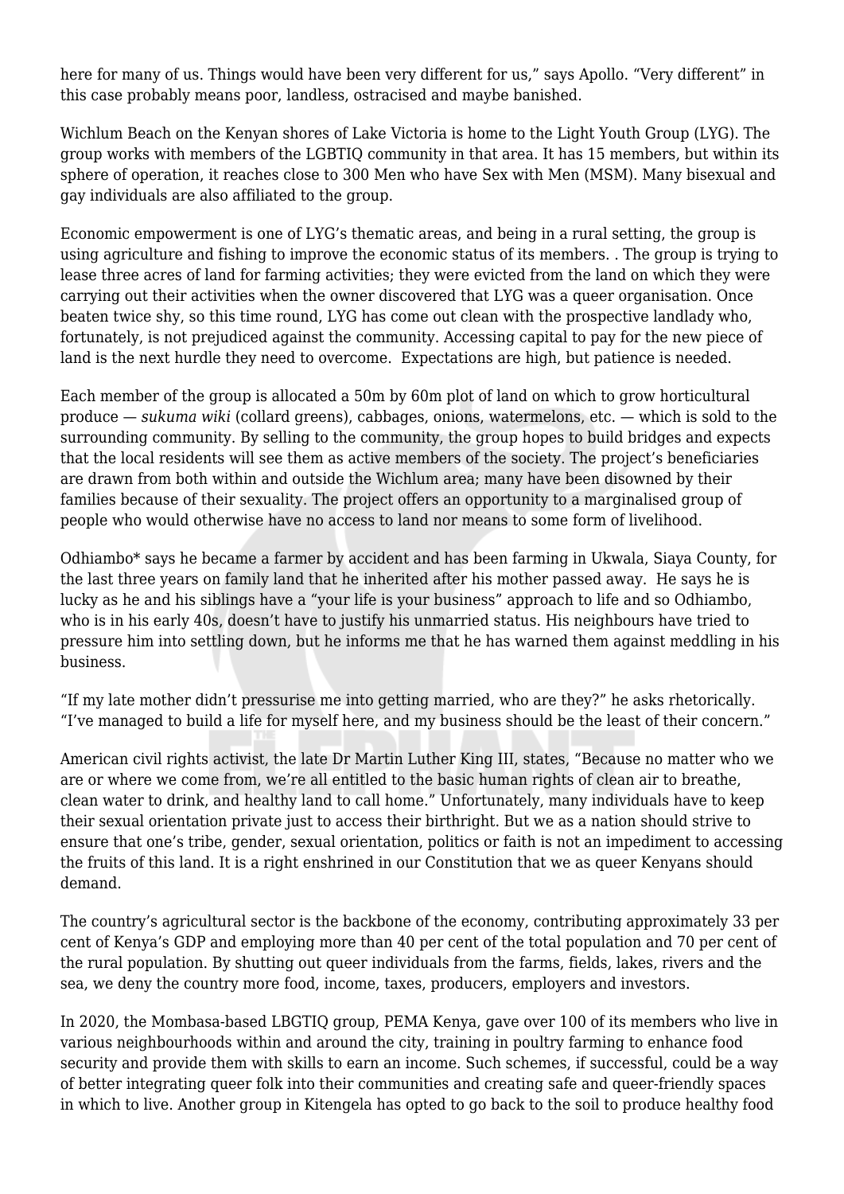here for many of us. Things would have been very different for us," says Apollo. "Very different" in this case probably means poor, landless, ostracised and maybe banished.

Wichlum Beach on the Kenyan shores of Lake Victoria is home to the Light Youth Group (LYG). The group works with members of the LGBTIQ community in that area. It has 15 members, but within its sphere of operation, it reaches close to 300 Men who have Sex with Men (MSM). Many bisexual and gay individuals are also affiliated to the group.

Economic empowerment is one of LYG's thematic areas, and being in a rural setting, the group is using agriculture and fishing to improve the economic status of its members. . The group is trying to lease three acres of land for farming activities; they were evicted from the land on which they were carrying out their activities when the owner discovered that LYG was a queer organisation. Once beaten twice shy, so this time round, LYG has come out clean with the prospective landlady who, fortunately, is not prejudiced against the community. Accessing capital to pay for the new piece of land is the next hurdle they need to overcome. Expectations are high, but patience is needed.

Each member of the group is allocated a 50m by 60m plot of land on which to grow horticultural produce — *sukuma wiki* (collard greens), cabbages, onions, watermelons, etc. — which is sold to the surrounding community. By selling to the community, the group hopes to build bridges and expects that the local residents will see them as active members of the society. The project's beneficiaries are drawn from both within and outside the Wichlum area; many have been disowned by their families because of their sexuality. The project offers an opportunity to a marginalised group of people who would otherwise have no access to land nor means to some form of livelihood.

Odhiambo* says he became a farmer by accident and has been farming in Ukwala, Siaya County, for the last three years on family land that he inherited after his mother passed away. He says he is lucky as he and his siblings have a "your life is your business" approach to life and so Odhiambo, who is in his early 40s, doesn't have to justify his unmarried status. His neighbours have tried to pressure him into settling down, but he informs me that he has warned them against meddling in his business.

"If my late mother didn't pressurise me into getting married, who are they?" he asks rhetorically. "I've managed to build a life for myself here, and my business should be the least of their concern."

American civil rights activist, the late Dr Martin Luther King III, states, "Because no matter who we are or where we come from, we're all entitled to the basic human rights of clean air to breathe, clean water to drink, and healthy land to call home." Unfortunately, many individuals have to keep their sexual orientation private just to access their birthright. But we as a nation should strive to ensure that one's tribe, gender, sexual orientation, politics or faith is not an impediment to accessing the fruits of this land. It is a right enshrined in our Constitution that we as queer Kenyans should demand.

The country's agricultural sector is the backbone of the economy, contributing approximately 33 per cent of Kenya's GDP and employing more than 40 per cent of the total population and 70 per cent of the rural population. By shutting out queer individuals from the farms, fields, lakes, rivers and the sea, we deny the country more food, income, taxes, producers, employers and investors.

In 2020, the Mombasa-based LBGTIQ group, PEMA Kenya, gave over 100 of its members who live in various neighbourhoods within and around the city, training in poultry farming to enhance food security and provide them with skills to earn an income. Such schemes, if successful, could be a way of better integrating queer folk into their communities and creating safe and queer-friendly spaces in which to live. Another group in Kitengela has opted to go back to the soil to produce healthy food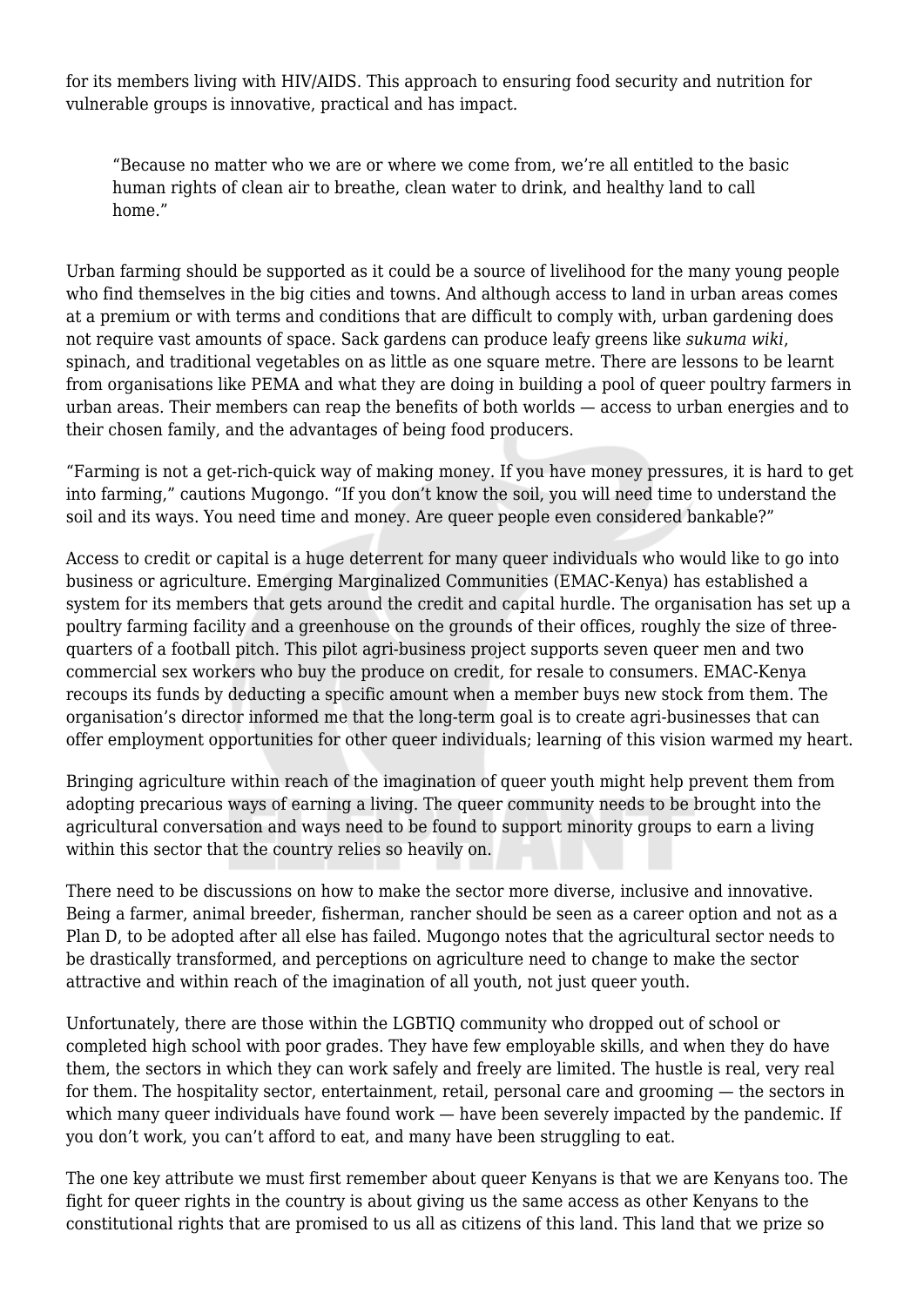for its members living with HIV/AIDS. This approach to ensuring food security and nutrition for vulnerable groups is innovative, practical and has impact.

> "Because no matter who we are or where we come from, we're all entitled to the basic human rights of clean air to breathe, clean water to drink, and healthy land to call home."

Urban farming should be supported as it could be a source of livelihood for the many young people who find themselves in the big cities and towns. And although access to land in urban areas comes at a premium or with terms and conditions that are difficult to comply with, urban gardening does not require vast amounts of space. Sack gardens can produce leafy greens like *sukuma wiki*, spinach, and traditional vegetables on as little as one square metre. There are lessons to be learnt from organisations like PEMA and what they are doing in building a pool of queer poultry farmers in urban areas. Their members can reap the benefits of both worlds — access to urban energies and to their chosen family, and the advantages of being food producers.

"Farming is not a get-rich-quick way of making money. If you have money pressures, it is hard to get into farming," cautions Mugongo. "If you don't know the soil, you will need time to understand the soil and its ways. You need time and money. Are queer people even considered bankable?"

Access to credit or capital is a huge deterrent for many queer individuals who would like to go into business or agriculture. Emerging Marginalized Communities (EMAC-Kenya) has established a system for its members that gets around the credit and capital hurdle. The organisation has set up a poultry farming facility and a greenhouse on the grounds of their offices, roughly the size of three-quarters of a football pitch. This pilot agri-business project supports seven queer men and two commercial sex workers who buy the produce on credit, for resale to consumers. EMAC-Kenya recoups its funds by deducting a specific amount when a member buys new stock from them. The organisation's director informed me that the long-term goal is to create agri-businesses that can offer employment opportunities for other queer individuals; learning of this vision warmed my heart.

Bringing agriculture within reach of the imagination of queer youth might help prevent them from adopting precarious ways of earning a living. The queer community needs to be brought into the agricultural conversation and ways need to be found to support minority groups to earn a living within this sector that the country relies so heavily on.

There need to be discussions on how to make the sector more diverse, inclusive and innovative. Being a farmer, animal breeder, fisherman, rancher should be seen as a career option and not as a Plan D, to be adopted after all else has failed. Mugongo notes that the agricultural sector needs to be drastically transformed, and perceptions on agriculture need to change to make the sector attractive and within reach of the imagination of all youth, not just queer youth.

Unfortunately, there are those within the LGBTIQ community who dropped out of school or completed high school with poor grades. They have few employable skills, and when they do have them, the sectors in which they can work safely and freely are limited. The hustle is real, very real for them. The hospitality sector, entertainment, retail, personal care and grooming — the sectors in which many queer individuals have found work — have been severely impacted by the pandemic. If you don't work, you can't afford to eat, and many have been struggling to eat.

The one key attribute we must first remember about queer Kenyans is that we are Kenyans too. The fight for queer rights in the country is about giving us the same access as other Kenyans to the constitutional rights that are promised to us all as citizens of this land. This land that we prize so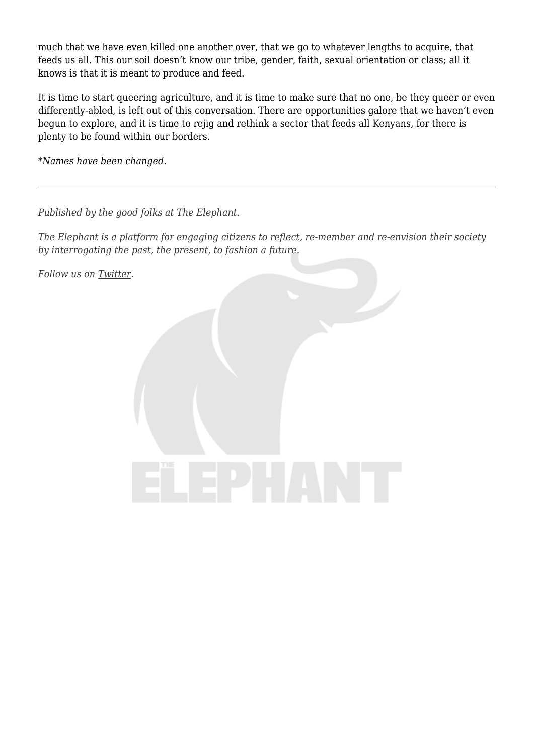much that we have even killed one another over, that we go to whatever lengths to acquire, that feeds us all. This our soil doesn't know our tribe, gender, faith, sexual orientation or class; all it knows is that it is meant to produce and feed.

It is time to start queering agriculture, and it is time to make sure that no one, be they queer or even differently-abled, is left out of this conversation. There are opportunities galore that we haven't even begun to explore, and it is time to rejig and rethink a sector that feeds all Kenyans, for there is plenty to be found within our borders.

*\*Names have been changed.*

---

*Published by the good folks at The Elephant.*

*The Elephant is a platform for engaging citizens to reflect, re-member and re-envision their society by interrogating the past, the present, to fashion a future.*

*Follow us on Twitter.*